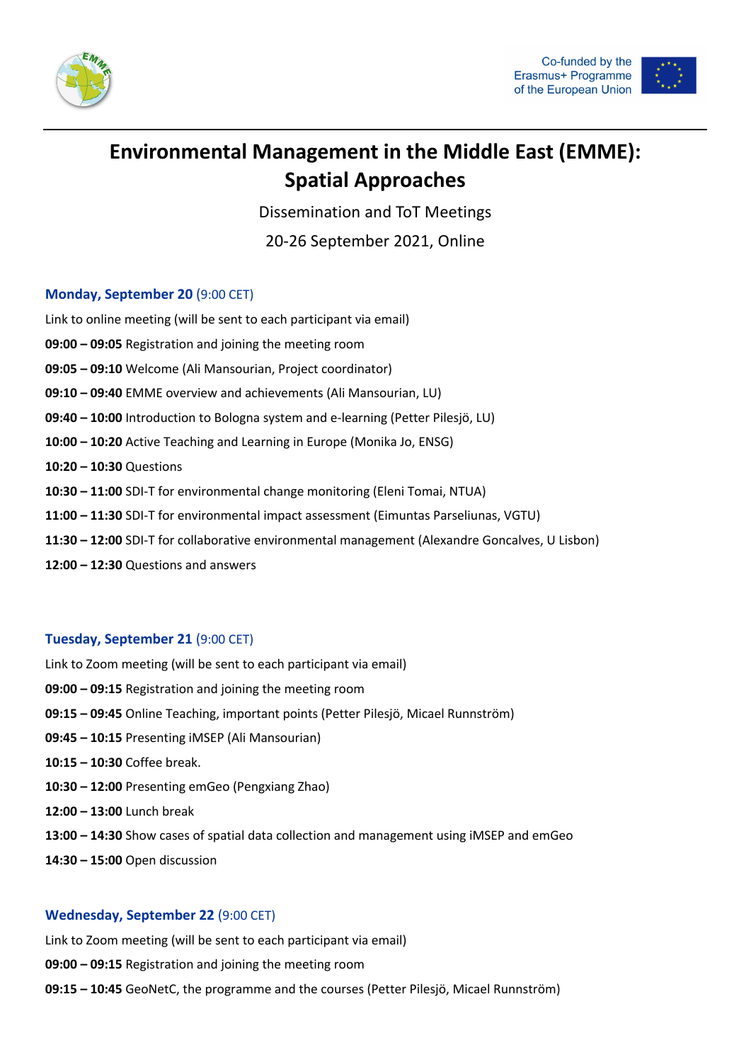Co-funded by the Erasmus+ Programme of the European Union

# Environmental Management in the Middle East (EMME): Spatial Approaches

Dissemination and ToT Meetings

20-26 September 2021, Online

### Monday, September 20 (9:00 CET)

Link to online meeting (will be sent to each participant via email)

**09:00 – 09:05** Registration and joining the meeting room

**09:05 – 09:10** Welcome (Ali Mansourian, Project coordinator)

**09:10 – 09:40** EMME overview and achievements (Ali Mansourian, LU)

**09:40 – 10:00** Introduction to Bologna system and e-learning (Petter Pilesjö, LU)

**10:00 – 10:20** Active Teaching and Learning in Europe (Monika Jo, ENSG)

**10:20 – 10:30** Questions

**10:30 – 11:00** SDI-T for environmental change monitoring (Eleni Tomai, NTUA)

**11:00 – 11:30** SDI-T for environmental impact assessment (Eimuntas Parseliunas, VGTU)

**11:30 – 12:00** SDI-T for collaborative environmental management (Alexandre Goncalves, U Lisbon)

**12:00 – 12:30** Questions and answers

### Tuesday, September 21 (9:00 CET)

Link to Zoom meeting (will be sent to each participant via email)

**09:00 – 09:15** Registration and joining the meeting room

**09:15 – 09:45** Online Teaching, important points (Petter Pilesjö, Micael Runnström)

**09:45 – 10:15** Presenting iMSEP (Ali Mansourian)

**10:15 – 10:30** Coffee break.

**10:30 – 12:00** Presenting emGeo (Pengxiang Zhao)

**12:00 – 13:00** Lunch break

**13:00 – 14:30** Show cases of spatial data collection and management using iMSEP and emGeo

**14:30 – 15:00** Open discussion

### Wednesday, September 22 (9:00 CET)

Link to Zoom meeting (will be sent to each participant via email)

**09:00 – 09:15** Registration and joining the meeting room

**09:15 – 10:45** GeoNetC, the programme and the courses (Petter Pilesjö, Micael Runnström)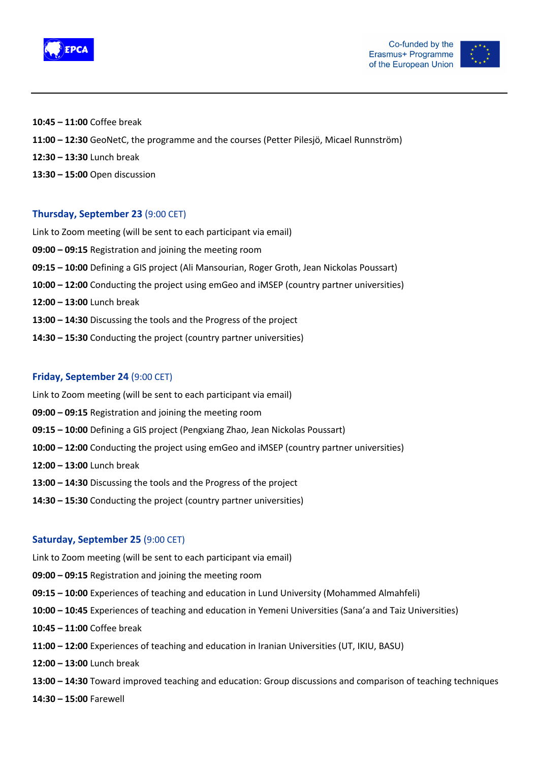**10:45 – 11:00** Coffee break

**11:00 – 12:30** GeoNetC, the programme and the courses (Petter Pilesjö, Micael Runnström)

**12:30 – 13:30** Lunch break

**13:30 – 15:00** Open discussion

### **Thursday, September 23** (9:00 CET)

Link to Zoom meeting (will be sent to each participant via email)

**09:00 – 09:15** Registration and joining the meeting room

**09:15 – 10:00** Defining a GIS project (Ali Mansourian, Roger Groth, Jean Nickolas Poussart)

**10:00 – 12:00** Conducting the project using emGeo and iMSEP (country partner universities)

**12:00 – 13:00** Lunch break

**13:00 – 14:30** Discussing the tools and the Progress of the project

**14:30 – 15:30** Conducting the project (country partner universities)

### **Friday, September 24** (9:00 CET)

Link to Zoom meeting (will be sent to each participant via email)

**09:00 – 09:15** Registration and joining the meeting room

**09:15 – 10:00** Defining a GIS project (Pengxiang Zhao, Jean Nickolas Poussart)

**10:00 – 12:00** Conducting the project using emGeo and iMSEP (country partner universities)

**12:00 – 13:00** Lunch break

**13:00 – 14:30** Discussing the tools and the Progress of the project

**14:30 – 15:30** Conducting the project (country partner universities)

### **Saturday, September 25** (9:00 CET)

Link to Zoom meeting (will be sent to each participant via email)

**09:00 – 09:15** Registration and joining the meeting room

**09:15 – 10:00** Experiences of teaching and education in Lund University (Mohammed Almahfeli)

**10:00 – 10:45** Experiences of teaching and education in Yemeni Universities (Sana'a and Taiz Universities)

**10:45 – 11:00** Coffee break

**11:00 – 12:00** Experiences of teaching and education in Iranian Universities (UT, IKIU, BASU)

**12:00 – 13:00** Lunch break

**13:00 – 14:30** Toward improved teaching and education: Group discussions and comparison of teaching techniques

**14:30 – 15:00** Farewell